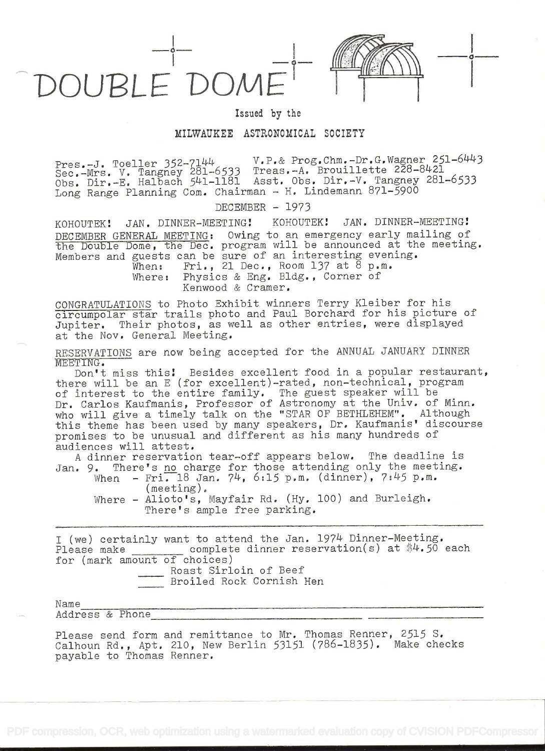# DOUBLE DOME

Issued by the

MILWAUKEE ASTRONOMICAL SOCIETY

Pres.-J. Toeller 352-7144 V.P.& Prog.Chm.-Dr.G.Wagner 251-6443
Sec.-Mrs. V. Tangney 281-6533 Treas.-A. Brouillette 228-8421
Obs. Dir.-E. Halbach 541-1181 Asst. Obs. Dir.-V. Tangney 281-6533
Long Range Planning Com. Chairman - H. Lindemann 871-5900

DECEMBER - 1973

KOHOUTEK! JAN. DINNER-MEETING! KOHOUTEK! JAN. DINNER-MEETING!

DECEMBER GENERAL MEETING: Owing to an emergency early mailing of the Double Dome, the Dec. program will be announced at the meeting. Members and guests can be sure of an interesting evening.

When: Fri., 21 Dec., Room 137 at 8 p.m.
Where: Physics & Eng. Bldg., Corner of Kenwood & Cramer.

CONGRATULATIONS to Photo Exhibit winners Terry Kleiber for his circumpolar star trails photo and Paul Borchard for his picture of Jupiter. Their photos, as well as other entries, were displayed at the Nov. General Meeting.

RESERVATIONS are now being accepted for the ANNUAL JANUARY DINNER MEETING.

Don't miss this! Besides excellent food in a popular restaurant, there will be an E (for excellent)-rated, non-technical, program of interest to the entire family. The guest speaker will be Dr. Carlos Kaufmanis, Professor of Astronomy at the Univ. of Minn. who will give a timely talk on the "STAR OF BETHLEHEM". Although this theme has been used by many speakers, Dr. Kaufmanis' discourse promises to be unusual and different as his many hundreds of audiences will attest.

A dinner reservation tear-off appears below. The deadline is Jan. 9. There's no charge for those attending only the meeting.

When - Fri. 18 Jan. 74, 6:15 p.m. (dinner), 7:45 p.m. (meeting).
Where - Alioto's, Mayfair Rd. (Hy. 100) and Burleigh. There's ample free parking.

---

I (we) certainly want to attend the Jan. 1974 Dinner-Meeting. Please make ________ complete dinner reservation(s) at $4.50 each for (mark amount of choices)

____ Roast Sirloin of Beef
____ Broiled Rock Cornish Hen

Name________________________________________
Address & Phone______________________________ ______________

Please send form and remittance to Mr. Thomas Renner, 2515 S. Calhoun Rd., Apt. 210, New Berlin 53151 (786-1835). Make checks payable to Thomas Renner.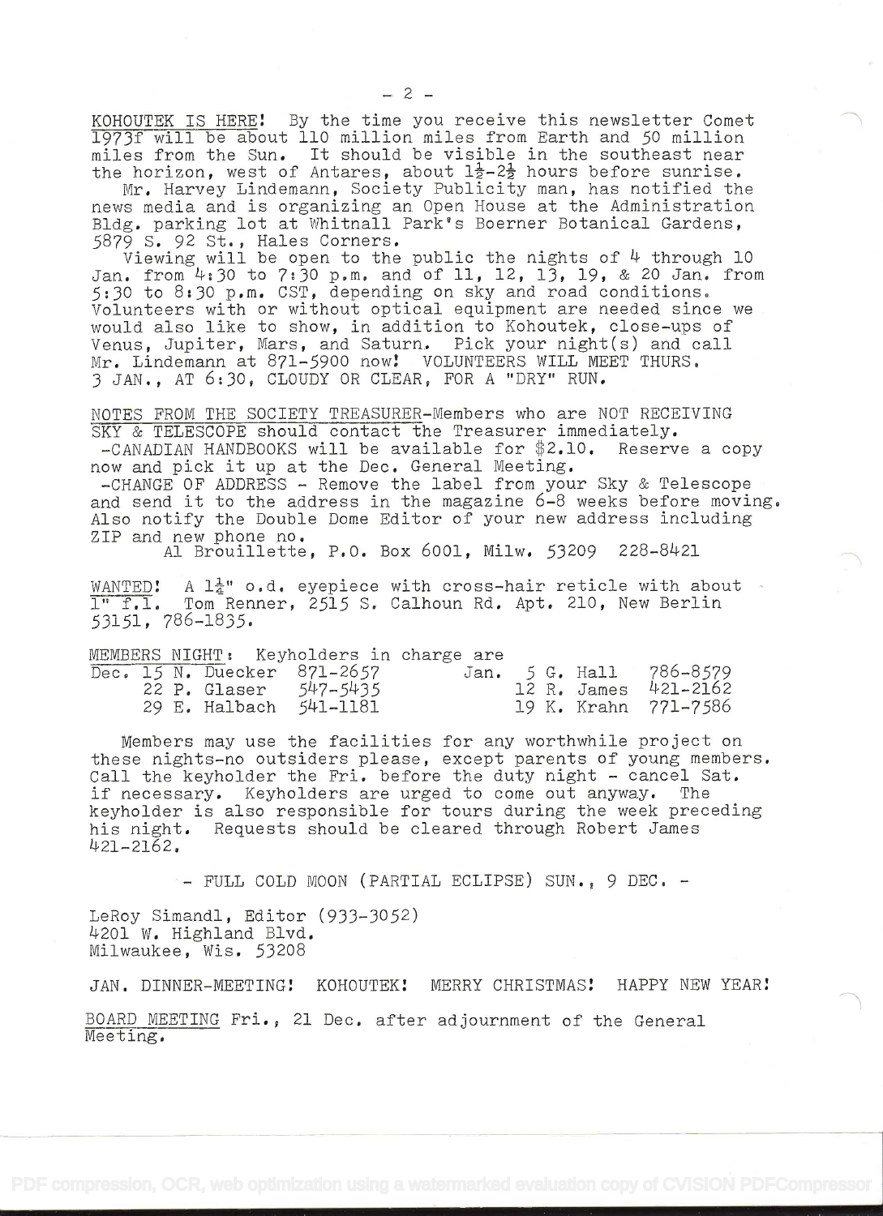KOHOUTEK IS HERE! By the time you receive this newsletter Comet 1973f will be about 110 million miles from Earth and 50 million miles from the Sun. It should be visible in the southeast near the horizon, west of Antares, about $1\frac{1}{2}$-$2\frac{1}{2}$ hours before sunrise.

Mr. Harvey Lindemann, Society Publicity man, has notified the news media and is organizing an Open House at the Administration Bldg. parking lot at Whitnall Park's Boerner Botanical Gardens, 5879 S. 92 St., Hales Corners.

Viewing will be open to the public the nights of 4 through 10 Jan. from 4:30 to 7:30 p.m. and of 11, 12, 13, 19, & 20 Jan. from 5:30 to 8:30 p.m. CST, depending on sky and road conditions. Volunteers with or without optical equipment are needed since we would also like to show, in addition to Kohoutek, close-ups of Venus, Jupiter, Mars, and Saturn. Pick your night(s) and call Mr. Lindemann at 871-5900 now! VOLUNTEERS WILL MEET THURS. 3 JAN., AT 6:30, CLOUDY OR CLEAR, FOR A "DRY" RUN.

NOTES FROM THE SOCIETY TREASURER-Members who are NOT RECEIVING SKY & TELESCOPE should contact the Treasurer immediately.

-CANADIAN HANDBOOKS will be available for $2.10. Reserve a copy now and pick it up at the Dec. General Meeting.

-CHANGE OF ADDRESS - Remove the label from your Sky & Telescope and send it to the address in the magazine 6-8 weeks before moving. Also notify the Double Dome Editor of your new address including ZIP and new phone no.

Al Brouillette, P.O. Box 6001, Milw. 53209 228-8421

WANTED! A $1\frac{1}{4}$" o.d. eyepiece with cross-hair reticle with about 1" f.l. Tom Renner, 2515 S. Calhoun Rd. Apt. 210, New Berlin 53151, 786-1835.

MEMBERS NIGHT: Keyholders in charge are

| | | | | | | | |
|---|---|---|---|---|---|---|---|
| Dec. | 15 | N. Duecker | 871-2657 | Jan. | 5 | G. Hall | 786-8579 |
| | 22 | P. Glaser | 547-5435 | | 12 | R. James | 421-2162 |
| | 29 | E. Halbach | 541-1181 | | 19 | K. Krahn | 771-7586 |

Members may use the facilities for any worthwhile project on these nights-no outsiders please, except parents of young members. Call the keyholder the Fri. before the duty night - cancel Sat. if necessary. Keyholders are urged to come out anyway. The keyholder is also responsible for tours during the week preceding his night. Requests should be cleared through Robert James 421-2162.

- FULL COLD MOON (PARTIAL ECLIPSE) SUN., 9 DEC. -

LeRoy Simandl, Editor (933-3052)
4201 W. Highland Blvd.
Milwaukee, Wis. 53208

JAN. DINNER-MEETING! KOHOUTEK! MERRY CHRISTMAS! HAPPY NEW YEAR!

BOARD MEETING Fri., 21 Dec. after adjournment of the General Meeting.